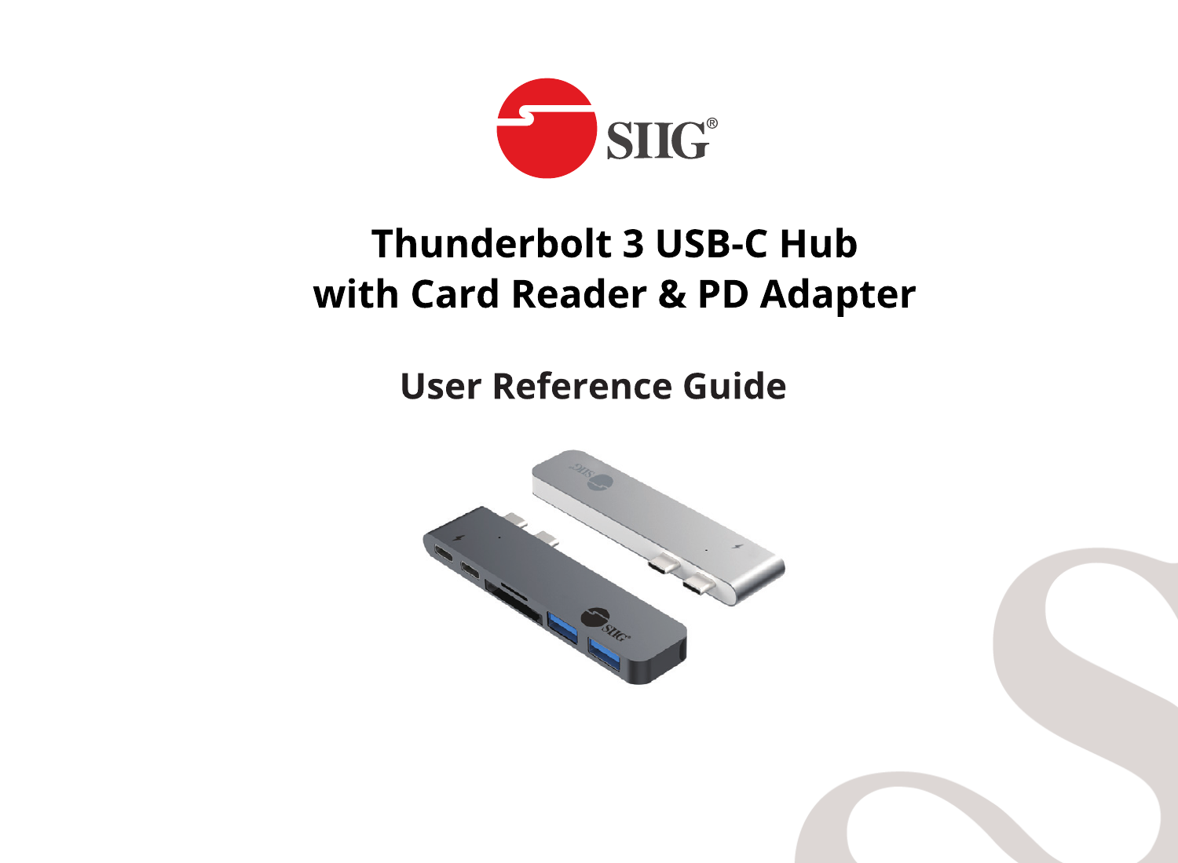# Thunderbolt 3 USB-C Hub with Card Reader & PD Adapter

## User Reference Guide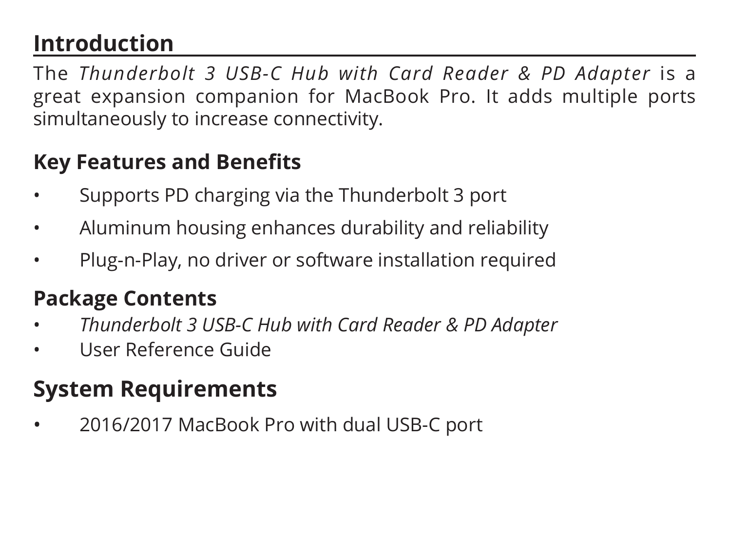## Introduction

The *Thunderbolt 3 USB-C Hub with Card Reader & PD Adapter* is a great expansion companion for MacBook Pro. It adds multiple ports simultaneously to increase connectivity.

### Key Features and Benefits

- Supports PD charging via the Thunderbolt 3 port
- Aluminum housing enhances durability and reliability
- Plug-n-Play, no driver or software installation required

### Package Contents

- *Thunderbolt 3 USB-C Hub with Card Reader & PD Adapter*
- User Reference Guide

## System Requirements

- 2016/2017 MacBook Pro with dual USB-C port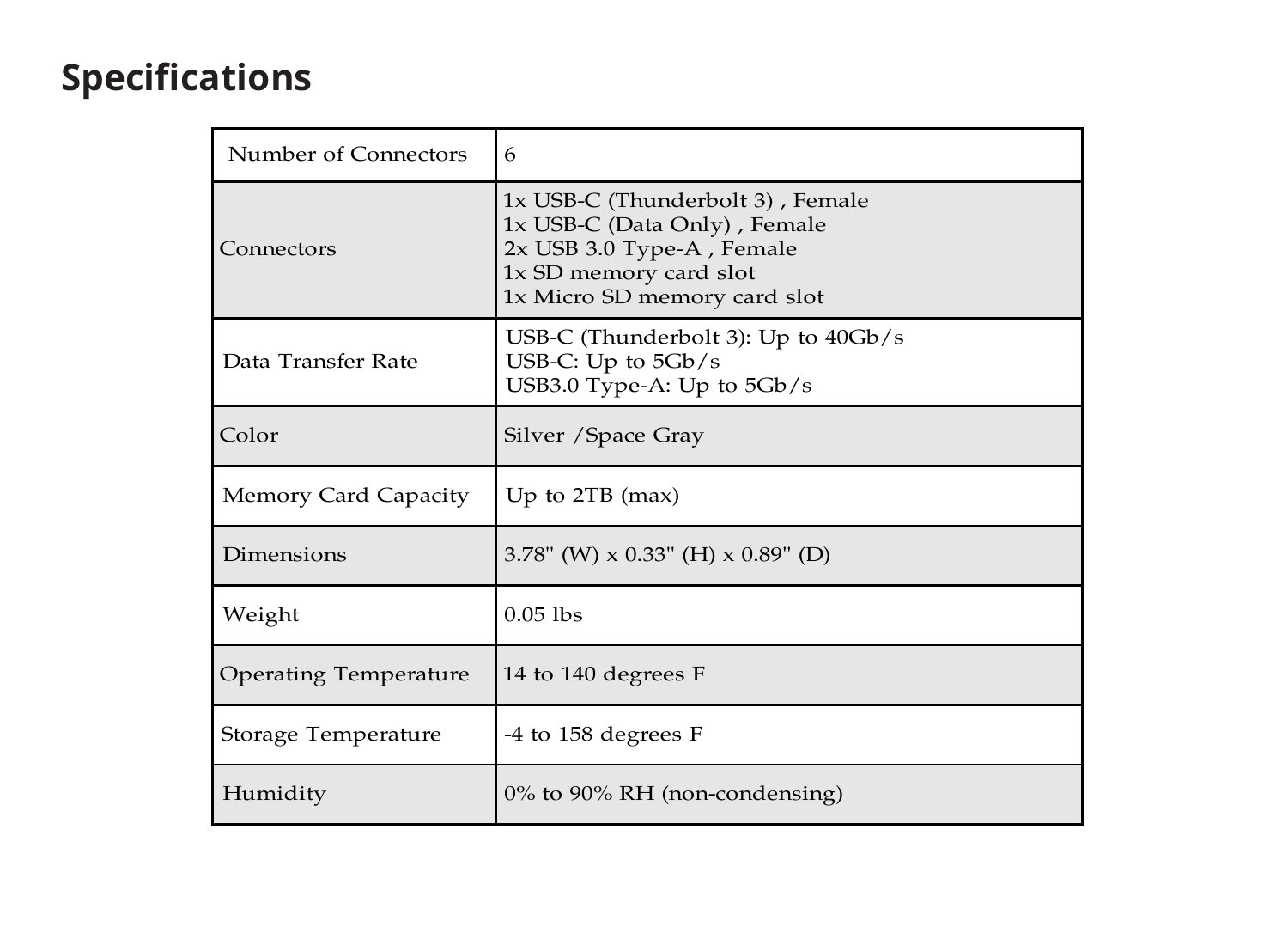## Specifications

| Number of Connectors | 6 |
|---|---|
| Connectors | 1x USB-C (Thunderbolt 3) , Female<br>1x USB-C (Data Only) , Female<br>2x USB 3.0 Type-A , Female<br>1x SD memory card slot<br>1x Micro SD memory card slot |
| Data Transfer Rate | USB-C (Thunderbolt 3): Up to 40Gb/s<br>USB-C: Up to 5Gb/s<br>USB3.0 Type-A: Up to 5Gb/s |
| Color | Silver /Space Gray |
| Memory Card Capacity | Up to 2TB (max) |
| Dimensions | 3.78" (W) x 0.33" (H) x 0.89" (D) |
| Weight | 0.05 lbs |
| Operating Temperature | 14 to 140 degrees F |
| Storage Temperature | -4 to 158 degrees F |
| Humidity | 0% to 90% RH (non-condensing) |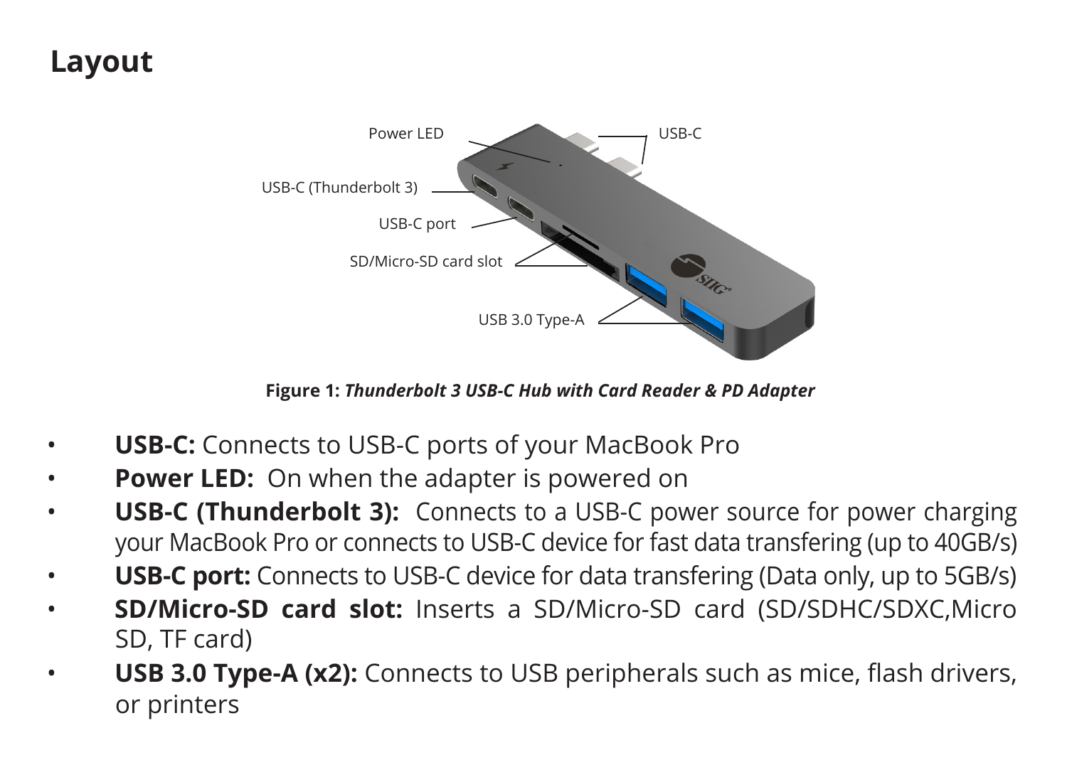## Layout

Figure 1: ***Thunderbolt 3 USB-C Hub with Card Reader & PD Adapter***

- **USB-C:** Connects to USB-C ports of your MacBook Pro
- **Power LED:** On when the adapter is powered on
- **USB-C (Thunderbolt 3):** Connects to a USB-C power source for power charging your MacBook Pro or connects to USB-C device for fast data transfering (up to 40GB/s)
- **USB-C port:** Connects to USB-C device for data transfering (Data only, up to 5GB/s)
- **SD/Micro-SD card slot:** Inserts a SD/Micro-SD card (SD/SDHC/SDXC,Micro SD, TF card)
- **USB 3.0 Type-A (x2):** Connects to USB peripherals such as mice, flash drivers, or printers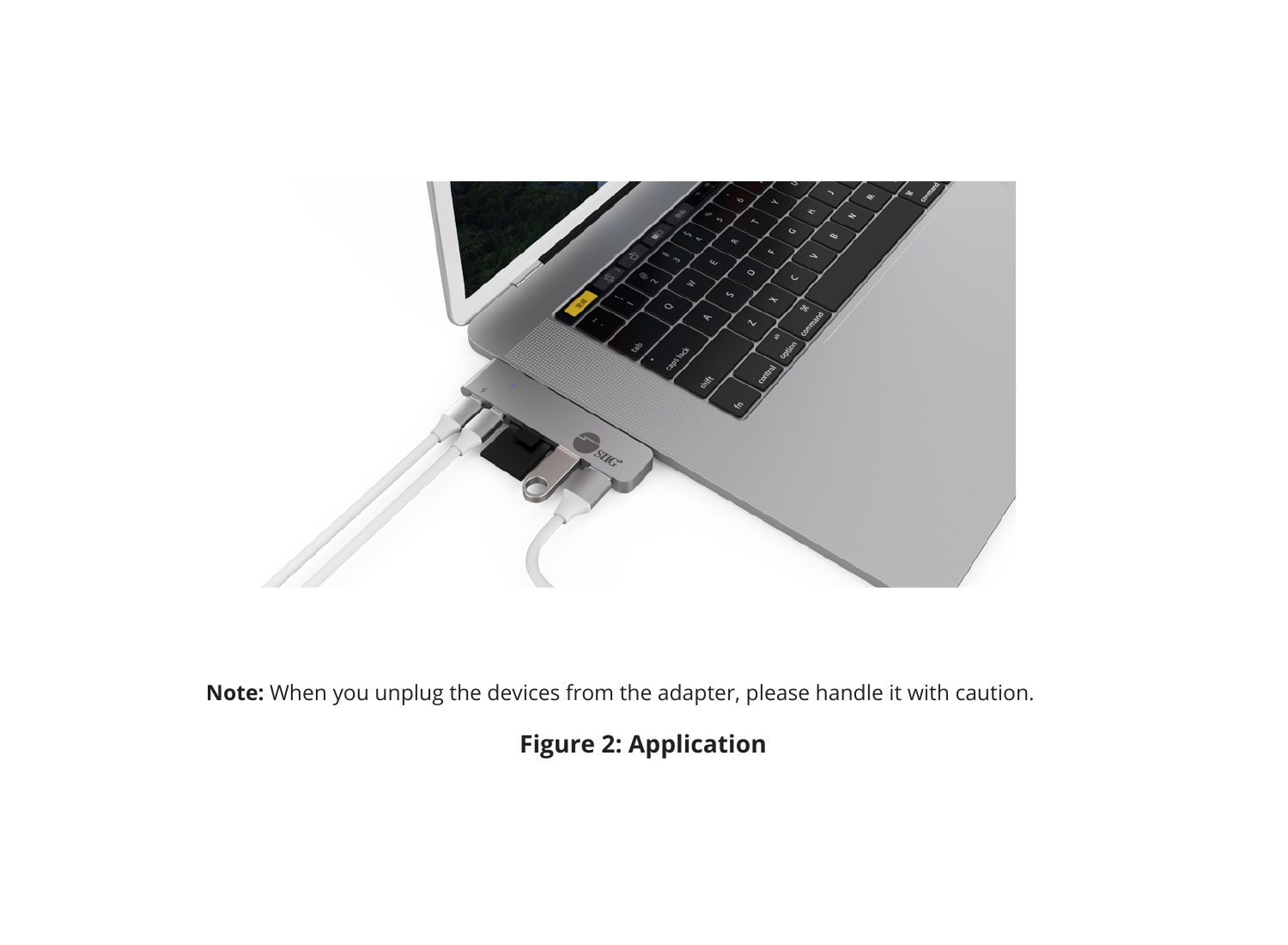**Note:** When you unplug the devices from the adapter, please handle it with caution.

**Figure 2: Application**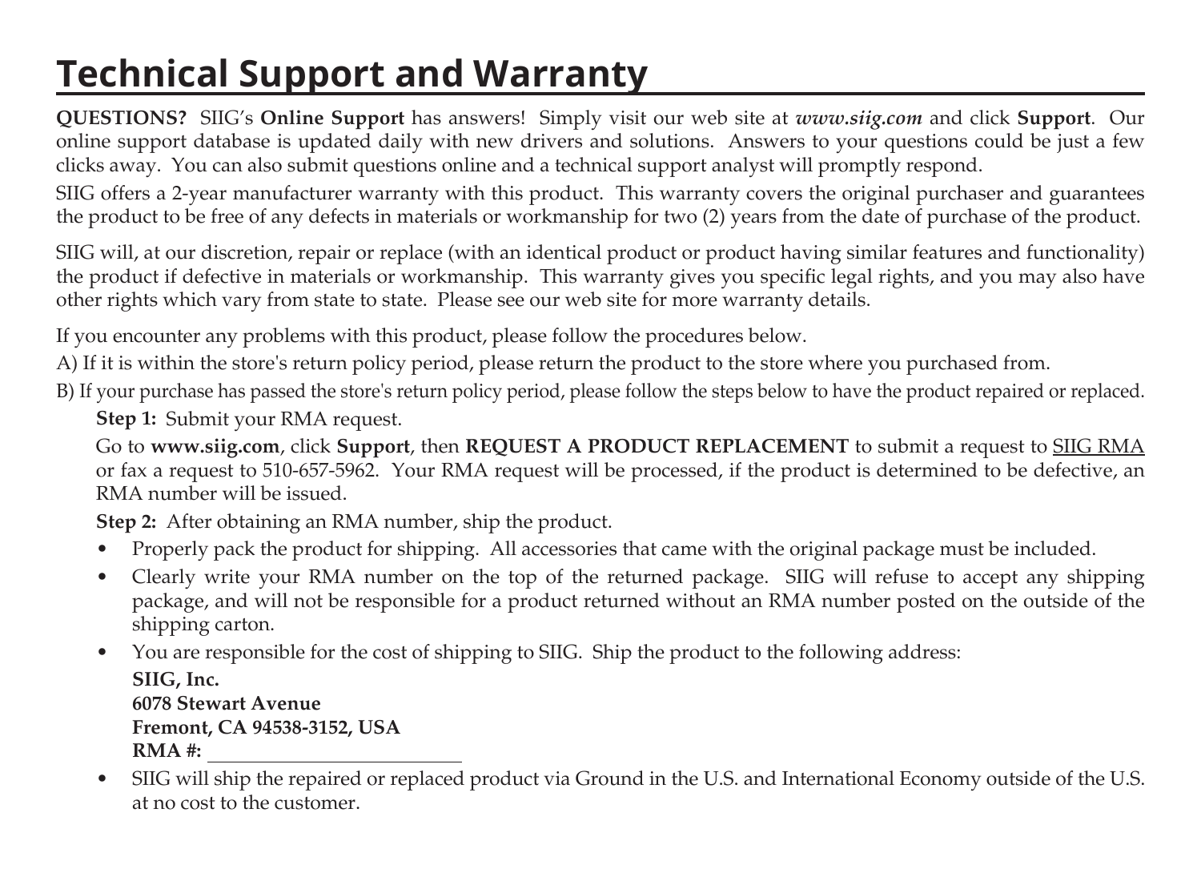# Technical Support and Warranty

**QUESTIONS?** SIIG's **Online Support** has answers! Simply visit our web site at ***www.siig.com*** and click **Support**. Our online support database is updated daily with new drivers and solutions. Answers to your questions could be just a few clicks away. You can also submit questions online and a technical support analyst will promptly respond.

SIIG offers a 2-year manufacturer warranty with this product. This warranty covers the original purchaser and guarantees the product to be free of any defects in materials or workmanship for two (2) years from the date of purchase of the product.

SIIG will, at our discretion, repair or replace (with an identical product or product having similar features and functionality) the product if defective in materials or workmanship. This warranty gives you specific legal rights, and you may also have other rights which vary from state to state. Please see our web site for more warranty details.

If you encounter any problems with this product, please follow the procedures below.

A) If it is within the store's return policy period, please return the product to the store where you purchased from.

B) If your purchase has passed the store's return policy period, please follow the steps below to have the product repaired or replaced.

**Step 1:** Submit your RMA request.

Go to **www.siig.com**, click **Support**, then **REQUEST A PRODUCT REPLACEMENT** to submit a request to SIIG RMA or fax a request to 510-657-5962. Your RMA request will be processed, if the product is determined to be defective, an RMA number will be issued.

**Step 2:** After obtaining an RMA number, ship the product.

- Properly pack the product for shipping. All accessories that came with the original package must be included.
- Clearly write your RMA number on the top of the returned package. SIIG will refuse to accept any shipping package, and will not be responsible for a product returned without an RMA number posted on the outside of the shipping carton.
- You are responsible for the cost of shipping to SIIG. Ship the product to the following address:

  **SIIG, Inc.**  
  **6078 Stewart Avenue**  
  **Fremont, CA 94538-3152, USA**  
  **RMA #:** ____________________

- SIIG will ship the repaired or replaced product via Ground in the U.S. and International Economy outside of the U.S. at no cost to the customer.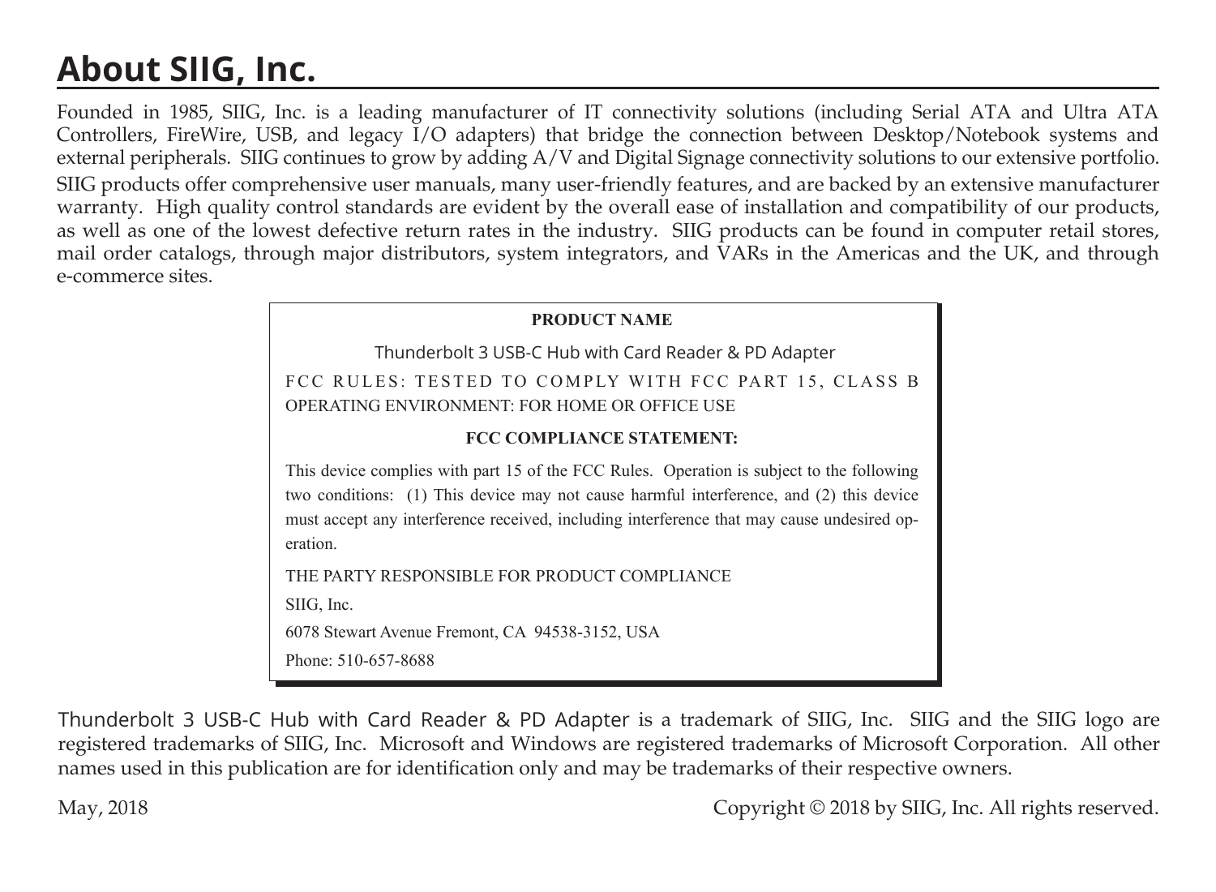# About SIIG, Inc.

Founded in 1985, SIIG, Inc. is a leading manufacturer of IT connectivity solutions (including Serial ATA and Ultra ATA Controllers, FireWire, USB, and legacy I/O adapters) that bridge the connection between Desktop/Notebook systems and external peripherals. SIIG continues to grow by adding A/V and Digital Signage connectivity solutions to our extensive portfolio. SIIG products offer comprehensive user manuals, many user-friendly features, and are backed by an extensive manufacturer warranty. High quality control standards are evident by the overall ease of installation and compatibility of our products, as well as one of the lowest defective return rates in the industry. SIIG products can be found in computer retail stores, mail order catalogs, through major distributors, system integrators, and VARs in the Americas and the UK, and through e-commerce sites.

**PRODUCT NAME**

Thunderbolt 3 USB-C Hub with Card Reader & PD Adapter

FCC RULES: TESTED TO COMPLY WITH FCC PART 15, CLASS B

OPERATING ENVIRONMENT: FOR HOME OR OFFICE USE

**FCC COMPLIANCE STATEMENT:**

This device complies with part 15 of the FCC Rules. Operation is subject to the following two conditions: (1) This device may not cause harmful interference, and (2) this device must accept any interference received, including interference that may cause undesired operation.

THE PARTY RESPONSIBLE FOR PRODUCT COMPLIANCE

SIIG, Inc.

6078 Stewart Avenue Fremont, CA 94538-3152, USA

Phone: 510-657-8688

Thunderbolt 3 USB-C Hub with Card Reader & PD Adapter is a trademark of SIIG, Inc. SIIG and the SIIG logo are registered trademarks of SIIG, Inc. Microsoft and Windows are registered trademarks of Microsoft Corporation. All other names used in this publication are for identification only and may be trademarks of their respective owners.

May, 2018

Copyright © 2018 by SIIG, Inc. All rights reserved.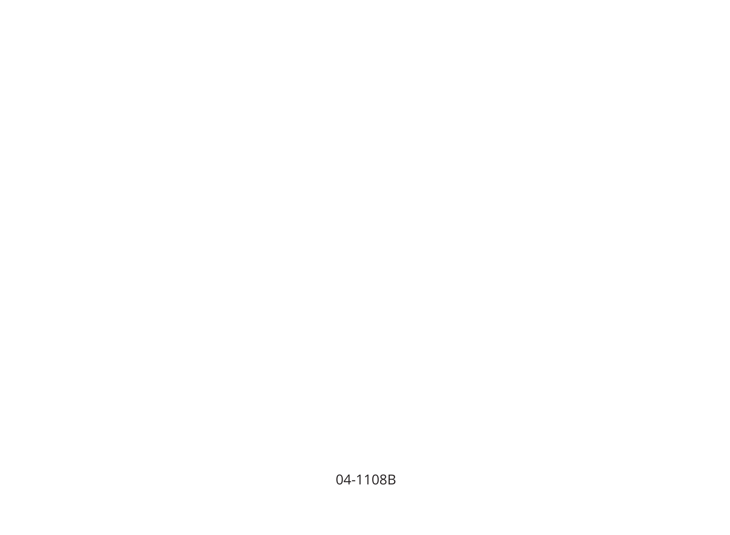04-1108B